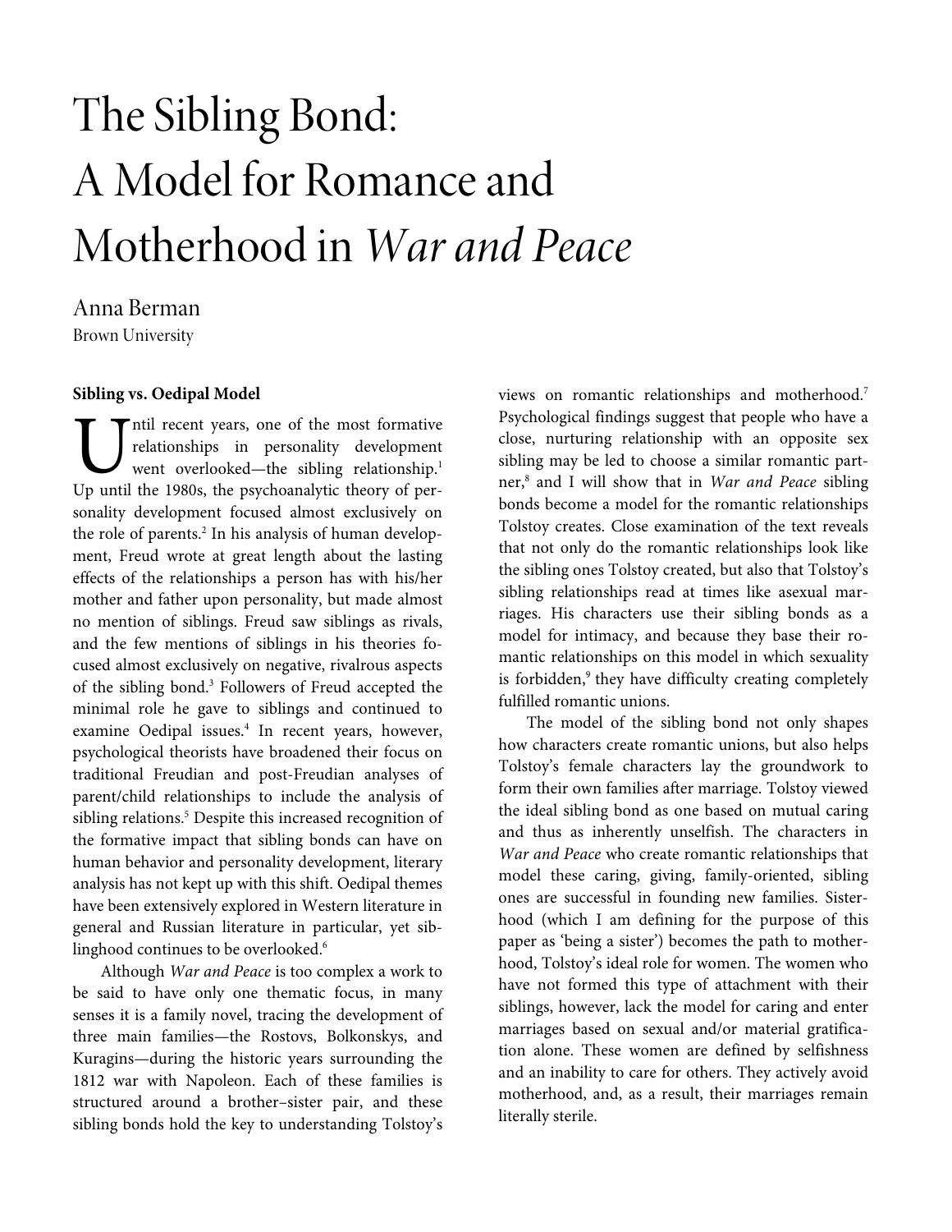# The Sibling Bond: A Model for Romance and Motherhood in *War and Peace*

Anna Berman
Brown University

**Sibling vs. Oedipal Model**

Until recent years, one of the most formative relationships in personality development went overlooked—the sibling relationship.[1] Up until the 1980s, the psychoanalytic theory of personality development focused almost exclusively on the role of parents.[2] In his analysis of human development, Freud wrote at great length about the lasting effects of the relationships a person has with his/her mother and father upon personality, but made almost no mention of siblings. Freud saw siblings as rivals, and the few mentions of siblings in his theories focused almost exclusively on negative, rivalrous aspects of the sibling bond.[3] Followers of Freud accepted the minimal role he gave to siblings and continued to examine Oedipal issues.[4] In recent years, however, psychological theorists have broadened their focus on traditional Freudian and post-Freudian analyses of parent/child relationships to include the analysis of sibling relations.[5] Despite this increased recognition of the formative impact that sibling bonds can have on human behavior and personality development, literary analysis has not kept up with this shift. Oedipal themes have been extensively explored in Western literature in general and Russian literature in particular, yet siblinghood continues to be overlooked.[6]

Although *War and Peace* is too complex a work to be said to have only one thematic focus, in many senses it is a family novel, tracing the development of three main families—the Rostovs, Bolkonskys, and Kuragins—during the historic years surrounding the 1812 war with Napoleon. Each of these families is structured around a brother–sister pair, and these sibling bonds hold the key to understanding Tolstoy's views on romantic relationships and motherhood.[7] Psychological findings suggest that people who have a close, nurturing relationship with an opposite sex sibling may be led to choose a similar romantic partner,[8] and I will show that in *War and Peace* sibling bonds become a model for the romantic relationships Tolstoy creates. Close examination of the text reveals that not only do the romantic relationships look like the sibling ones Tolstoy created, but also that Tolstoy's sibling relationships read at times like asexual marriages. His characters use their sibling bonds as a model for intimacy, and because they base their romantic relationships on this model in which sexuality is forbidden,[9] they have difficulty creating completely fulfilled romantic unions.

The model of the sibling bond not only shapes how characters create romantic unions, but also helps Tolstoy's female characters lay the groundwork to form their own families after marriage. Tolstoy viewed the ideal sibling bond as one based on mutual caring and thus as inherently unselfish. The characters in *War and Peace* who create romantic relationships that model these caring, giving, family-oriented, sibling ones are successful in founding new families. Sisterhood (which I am defining for the purpose of this paper as 'being a sister') becomes the path to motherhood, Tolstoy's ideal role for women. The women who have not formed this type of attachment with their siblings, however, lack the model for caring and enter marriages based on sexual and/or material gratification alone. These women are defined by selfishness and an inability to care for others. They actively avoid motherhood, and, as a result, their marriages remain literally sterile.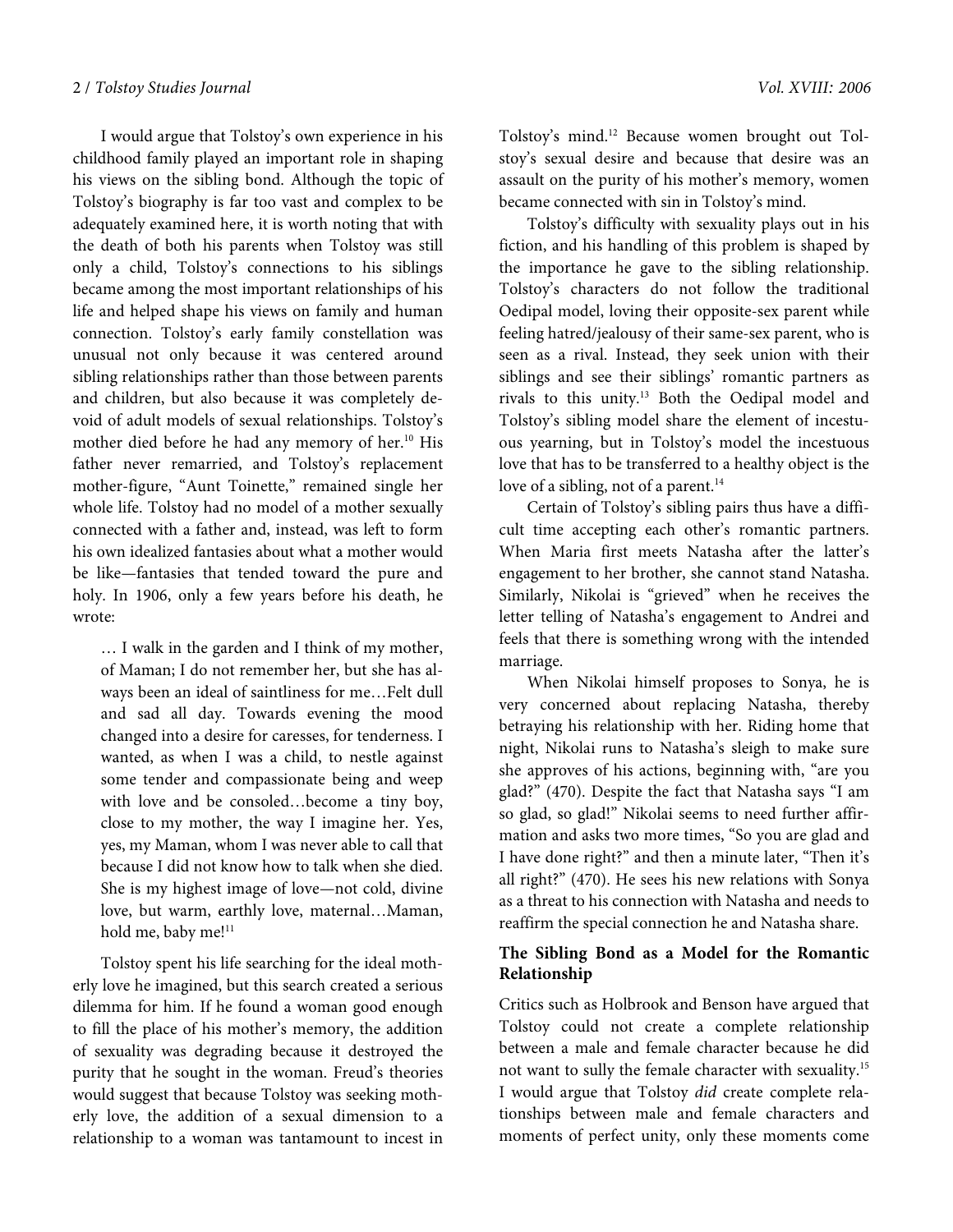I would argue that Tolstoy's own experience in his childhood family played an important role in shaping his views on the sibling bond. Although the topic of Tolstoy's biography is far too vast and complex to be adequately examined here, it is worth noting that with the death of both his parents when Tolstoy was still only a child, Tolstoy's connections to his siblings became among the most important relationships of his life and helped shape his views on family and human connection. Tolstoy's early family constellation was unusual not only because it was centered around sibling relationships rather than those between parents and children, but also because it was completely devoid of adult models of sexual relationships. Tolstoy's mother died before he had any memory of her.[10] His father never remarried, and Tolstoy's replacement mother-figure, "Aunt Toinette," remained single her whole life. Tolstoy had no model of a mother sexually connected with a father and, instead, was left to form his own idealized fantasies about what a mother would be like—fantasies that tended toward the pure and holy. In 1906, only a few years before his death, he wrote:

> … I walk in the garden and I think of my mother, of Maman; I do not remember her, but she has always been an ideal of saintliness for me…Felt dull and sad all day. Towards evening the mood changed into a desire for caresses, for tenderness. I wanted, as when I was a child, to nestle against some tender and compassionate being and weep with love and be consoled…become a tiny boy, close to my mother, the way I imagine her. Yes, yes, my Maman, whom I was never able to call that because I did not know how to talk when she died. She is my highest image of love—not cold, divine love, but warm, earthly love, maternal…Maman, hold me, baby me![11]

Tolstoy spent his life searching for the ideal motherly love he imagined, but this search created a serious dilemma for him. If he found a woman good enough to fill the place of his mother's memory, the addition of sexuality was degrading because it destroyed the purity that he sought in the woman. Freud's theories would suggest that because Tolstoy was seeking motherly love, the addition of a sexual dimension to a relationship to a woman was tantamount to incest in Tolstoy's mind.[12] Because women brought out Tolstoy's sexual desire and because that desire was an assault on the purity of his mother's memory, women became connected with sin in Tolstoy's mind.

Tolstoy's difficulty with sexuality plays out in his fiction, and his handling of this problem is shaped by the importance he gave to the sibling relationship. Tolstoy's characters do not follow the traditional Oedipal model, loving their opposite-sex parent while feeling hatred/jealousy of their same-sex parent, who is seen as a rival. Instead, they seek union with their siblings and see their siblings' romantic partners as rivals to this unity.[13] Both the Oedipal model and Tolstoy's sibling model share the element of incestuous yearning, but in Tolstoy's model the incestuous love that has to be transferred to a healthy object is the love of a sibling, not of a parent.[14]

Certain of Tolstoy's sibling pairs thus have a difficult time accepting each other's romantic partners. When Maria first meets Natasha after the latter's engagement to her brother, she cannot stand Natasha. Similarly, Nikolai is "grieved" when he receives the letter telling of Natasha's engagement to Andrei and feels that there is something wrong with the intended marriage.

When Nikolai himself proposes to Sonya, he is very concerned about replacing Natasha, thereby betraying his relationship with her. Riding home that night, Nikolai runs to Natasha's sleigh to make sure she approves of his actions, beginning with, "are you glad?" (470). Despite the fact that Natasha says "I am so glad, so glad!" Nikolai seems to need further affirmation and asks two more times, "So you are glad and I have done right?" and then a minute later, "Then it's all right?" (470). He sees his new relations with Sonya as a threat to his connection with Natasha and needs to reaffirm the special connection he and Natasha share.

### The Sibling Bond as a Model for the Romantic Relationship

Critics such as Holbrook and Benson have argued that Tolstoy could not create a complete relationship between a male and female character because he did not want to sully the female character with sexuality.[15] I would argue that Tolstoy *did* create complete relationships between male and female characters and moments of perfect unity, only these moments come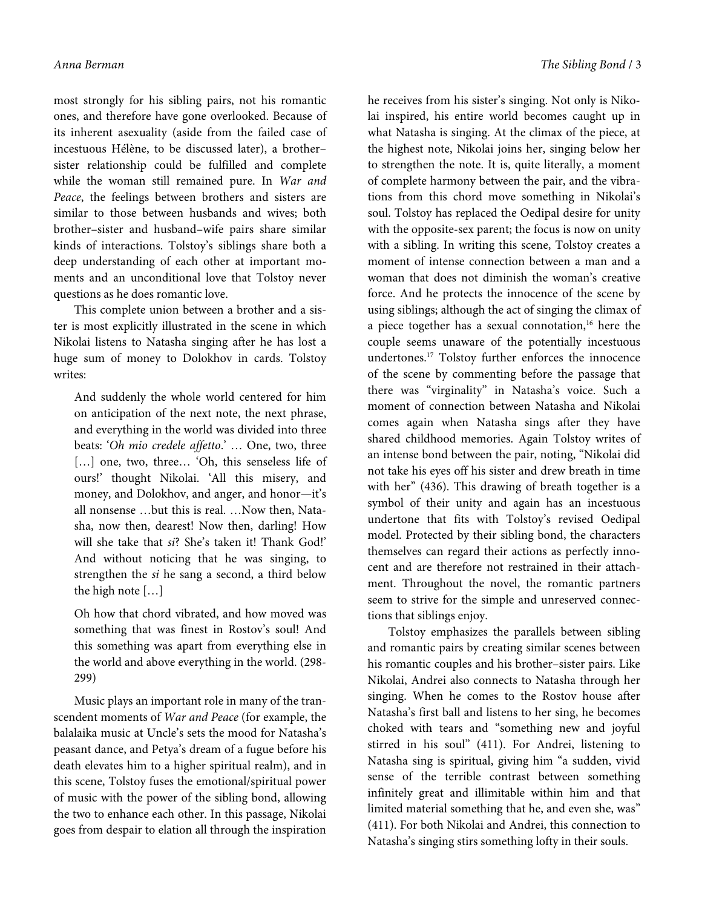most strongly for his sibling pairs, not his romantic ones, and therefore have gone overlooked. Because of its inherent asexuality (aside from the failed case of incestuous Hélène, to be discussed later), a brother–sister relationship could be fulfilled and complete while the woman still remained pure. In *War and Peace*, the feelings between brothers and sisters are similar to those between husbands and wives; both brother–sister and husband–wife pairs share similar kinds of interactions. Tolstoy's siblings share both a deep understanding of each other at important moments and an unconditional love that Tolstoy never questions as he does romantic love.

This complete union between a brother and a sister is most explicitly illustrated in the scene in which Nikolai listens to Natasha singing after he has lost a huge sum of money to Dolokhov in cards. Tolstoy writes:

> And suddenly the whole world centered for him on anticipation of the next note, the next phrase, and everything in the world was divided into three beats: '*Oh mio credele affetto*.' … One, two, three […] one, two, three… 'Oh, this senseless life of ours!' thought Nikolai. 'All this misery, and money, and Dolokhov, and anger, and honor—it's all nonsense …but this is real. …Now then, Natasha, now then, dearest! Now then, darling! How will she take that *si*? She's taken it! Thank God!' And without noticing that he was singing, to strengthen the *si* he sang a second, a third below the high note […]
>
> Oh how that chord vibrated, and how moved was something that was finest in Rostov's soul! And this something was apart from everything else in the world and above everything in the world. (298-299)

Music plays an important role in many of the transcendent moments of *War and Peace* (for example, the balalaika music at Uncle's sets the mood for Natasha's peasant dance, and Petya's dream of a fugue before his death elevates him to a higher spiritual realm), and in this scene, Tolstoy fuses the emotional/spiritual power of music with the power of the sibling bond, allowing the two to enhance each other. In this passage, Nikolai goes from despair to elation all through the inspiration he receives from his sister's singing. Not only is Nikolai inspired, his entire world becomes caught up in what Natasha is singing. At the climax of the piece, at the highest note, Nikolai joins her, singing below her to strengthen the note. It is, quite literally, a moment of complete harmony between the pair, and the vibrations from this chord move something in Nikolai's soul. Tolstoy has replaced the Oedipal desire for unity with the opposite-sex parent; the focus is now on unity with a sibling. In writing this scene, Tolstoy creates a moment of intense connection between a man and a woman that does not diminish the woman's creative force. And he protects the innocence of the scene by using siblings; although the act of singing the climax of a piece together has a sexual connotation,[16] here the couple seems unaware of the potentially incestuous undertones.[17] Tolstoy further enforces the innocence of the scene by commenting before the passage that there was "virginality" in Natasha's voice. Such a moment of connection between Natasha and Nikolai comes again when Natasha sings after they have shared childhood memories. Again Tolstoy writes of an intense bond between the pair, noting, "Nikolai did not take his eyes off his sister and drew breath in time with her" (436). This drawing of breath together is a symbol of their unity and again has an incestuous undertone that fits with Tolstoy's revised Oedipal model. Protected by their sibling bond, the characters themselves can regard their actions as perfectly innocent and are therefore not restrained in their attachment. Throughout the novel, the romantic partners seem to strive for the simple and unreserved connections that siblings enjoy.

Tolstoy emphasizes the parallels between sibling and romantic pairs by creating similar scenes between his romantic couples and his brother–sister pairs. Like Nikolai, Andrei also connects to Natasha through her singing. When he comes to the Rostov house after Natasha's first ball and listens to her sing, he becomes choked with tears and "something new and joyful stirred in his soul" (411). For Andrei, listening to Natasha sing is spiritual, giving him "a sudden, vivid sense of the terrible contrast between something infinitely great and illimitable within him and that limited material something that he, and even she, was" (411). For both Nikolai and Andrei, this connection to Natasha's singing stirs something lofty in their souls.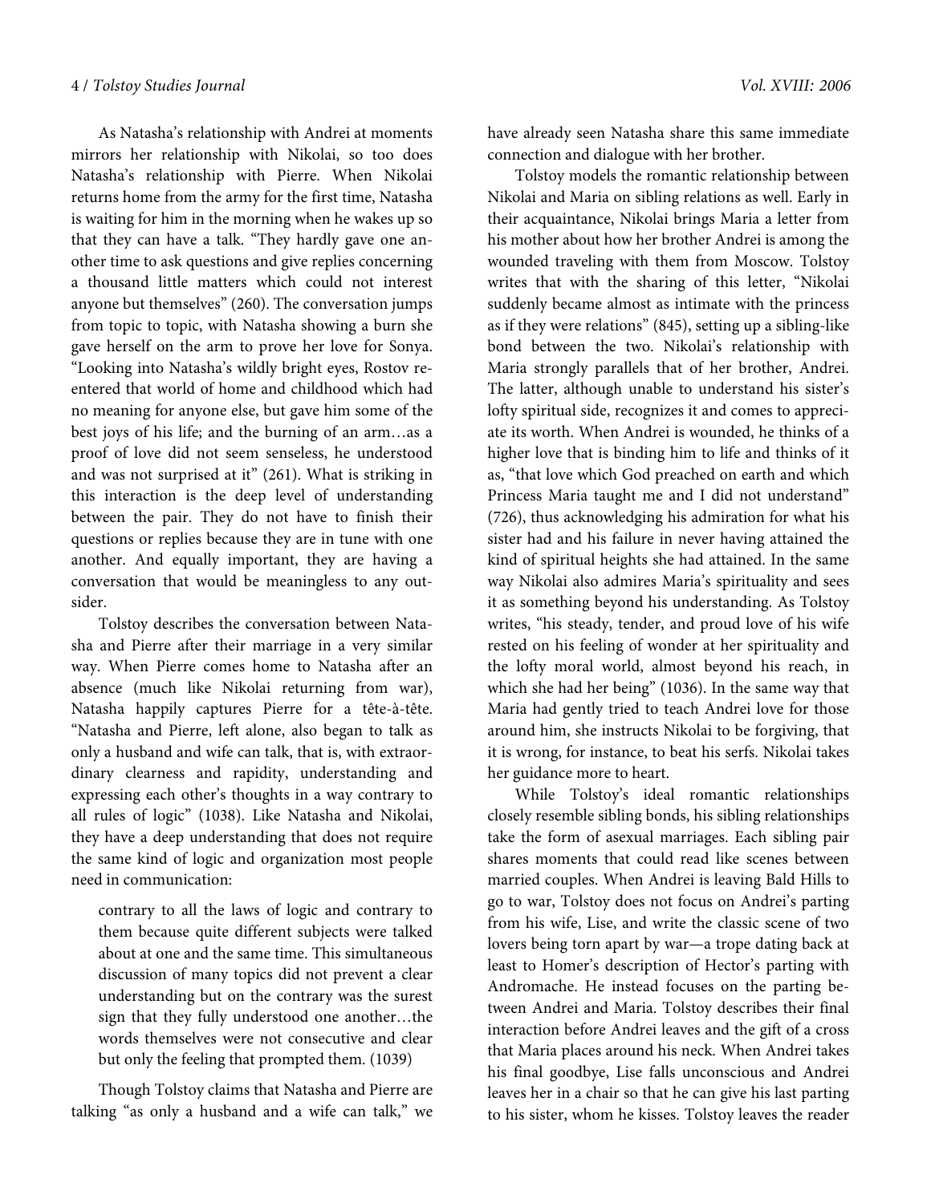As Natasha's relationship with Andrei at moments mirrors her relationship with Nikolai, so too does Natasha's relationship with Pierre. When Nikolai returns home from the army for the first time, Natasha is waiting for him in the morning when he wakes up so that they can have a talk. "They hardly gave one another time to ask questions and give replies concerning a thousand little matters which could not interest anyone but themselves" (260). The conversation jumps from topic to topic, with Natasha showing a burn she gave herself on the arm to prove her love for Sonya. "Looking into Natasha's wildly bright eyes, Rostov re-entered that world of home and childhood which had no meaning for anyone else, but gave him some of the best joys of his life; and the burning of an arm…as a proof of love did not seem senseless, he understood and was not surprised at it" (261). What is striking in this interaction is the deep level of understanding between the pair. They do not have to finish their questions or replies because they are in tune with one another. And equally important, they are having a conversation that would be meaningless to any outsider.

Tolstoy describes the conversation between Natasha and Pierre after their marriage in a very similar way. When Pierre comes home to Natasha after an absence (much like Nikolai returning from war), Natasha happily captures Pierre for a tête-à-tête. "Natasha and Pierre, left alone, also began to talk as only a husband and wife can talk, that is, with extraordinary clearness and rapidity, understanding and expressing each other's thoughts in a way contrary to all rules of logic" (1038). Like Natasha and Nikolai, they have a deep understanding that does not require the same kind of logic and organization most people need in communication:

> contrary to all the laws of logic and contrary to them because quite different subjects were talked about at one and the same time. This simultaneous discussion of many topics did not prevent a clear understanding but on the contrary was the surest sign that they fully understood one another…the words themselves were not consecutive and clear but only the feeling that prompted them. (1039)

Though Tolstoy claims that Natasha and Pierre are talking "as only a husband and a wife can talk," we have already seen Natasha share this same immediate connection and dialogue with her brother.

Tolstoy models the romantic relationship between Nikolai and Maria on sibling relations as well. Early in their acquaintance, Nikolai brings Maria a letter from his mother about how her brother Andrei is among the wounded traveling with them from Moscow. Tolstoy writes that with the sharing of this letter, "Nikolai suddenly became almost as intimate with the princess as if they were relations" (845), setting up a sibling-like bond between the two. Nikolai's relationship with Maria strongly parallels that of her brother, Andrei. The latter, although unable to understand his sister's lofty spiritual side, recognizes it and comes to appreciate its worth. When Andrei is wounded, he thinks of a higher love that is binding him to life and thinks of it as, "that love which God preached on earth and which Princess Maria taught me and I did not understand" (726), thus acknowledging his admiration for what his sister had and his failure in never having attained the kind of spiritual heights she had attained. In the same way Nikolai also admires Maria's spirituality and sees it as something beyond his understanding. As Tolstoy writes, "his steady, tender, and proud love of his wife rested on his feeling of wonder at her spirituality and the lofty moral world, almost beyond his reach, in which she had her being" (1036). In the same way that Maria had gently tried to teach Andrei love for those around him, she instructs Nikolai to be forgiving, that it is wrong, for instance, to beat his serfs. Nikolai takes her guidance more to heart.

While Tolstoy's ideal romantic relationships closely resemble sibling bonds, his sibling relationships take the form of asexual marriages. Each sibling pair shares moments that could read like scenes between married couples. When Andrei is leaving Bald Hills to go to war, Tolstoy does not focus on Andrei's parting from his wife, Lise, and write the classic scene of two lovers being torn apart by war—a trope dating back at least to Homer's description of Hector's parting with Andromache. He instead focuses on the parting between Andrei and Maria. Tolstoy describes their final interaction before Andrei leaves and the gift of a cross that Maria places around his neck. When Andrei takes his final goodbye, Lise falls unconscious and Andrei leaves her in a chair so that he can give his last parting to his sister, whom he kisses. Tolstoy leaves the reader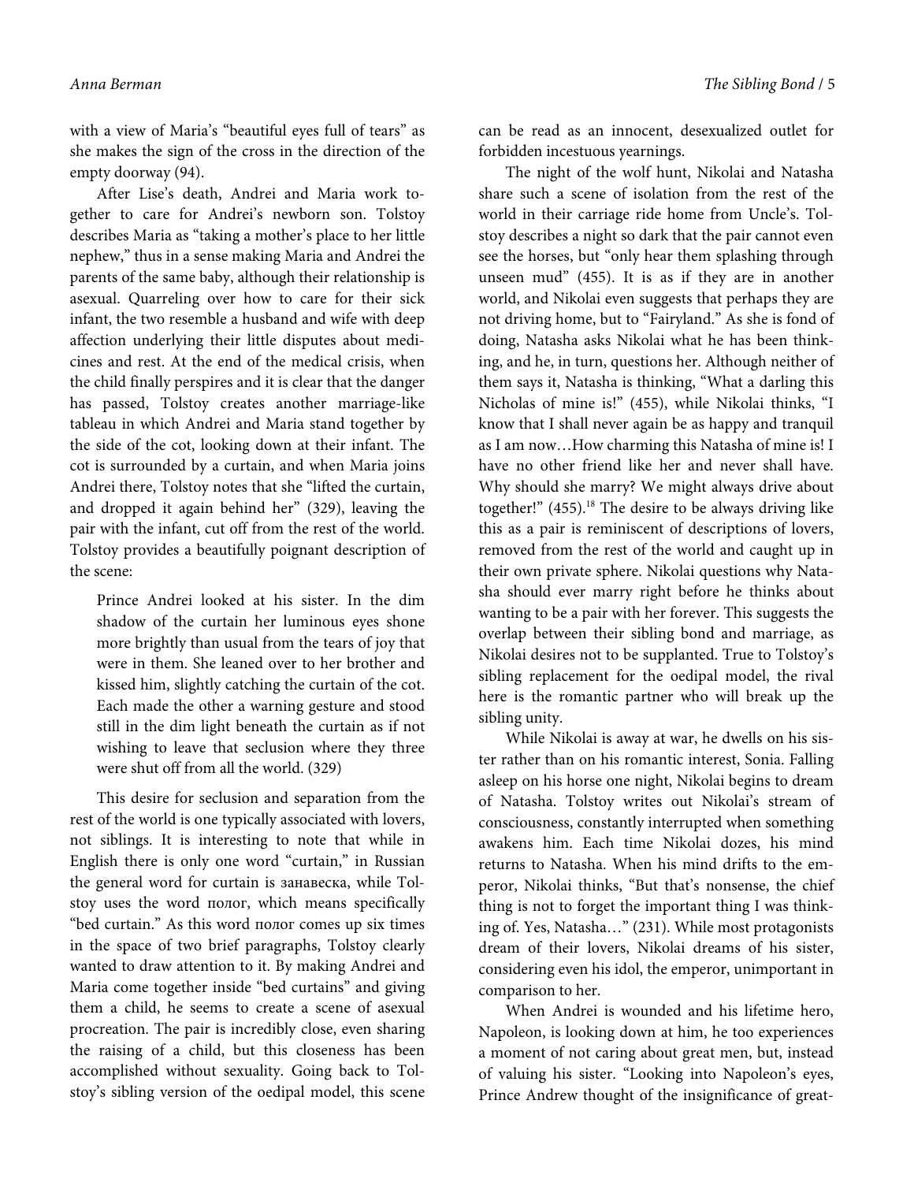with a view of Maria's "beautiful eyes full of tears" as she makes the sign of the cross in the direction of the empty doorway (94).

After Lise's death, Andrei and Maria work together to care for Andrei's newborn son. Tolstoy describes Maria as "taking a mother's place to her little nephew," thus in a sense making Maria and Andrei the parents of the same baby, although their relationship is asexual. Quarreling over how to care for their sick infant, the two resemble a husband and wife with deep affection underlying their little disputes about medicines and rest. At the end of the medical crisis, when the child finally perspires and it is clear that the danger has passed, Tolstoy creates another marriage-like tableau in which Andrei and Maria stand together by the side of the cot, looking down at their infant. The cot is surrounded by a curtain, and when Maria joins Andrei there, Tolstoy notes that she "lifted the curtain, and dropped it again behind her" (329), leaving the pair with the infant, cut off from the rest of the world. Tolstoy provides a beautifully poignant description of the scene:

> Prince Andrei looked at his sister. In the dim shadow of the curtain her luminous eyes shone more brightly than usual from the tears of joy that were in them. She leaned over to her brother and kissed him, slightly catching the curtain of the cot. Each made the other a warning gesture and stood still in the dim light beneath the curtain as if not wishing to leave that seclusion where they three were shut off from all the world. (329)

This desire for seclusion and separation from the rest of the world is one typically associated with lovers, not siblings. It is interesting to note that while in English there is only one word "curtain," in Russian the general word for curtain is занавеска, while Tolstoy uses the word полог, which means specifically "bed curtain." As this word полог comes up six times in the space of two brief paragraphs, Tolstoy clearly wanted to draw attention to it. By making Andrei and Maria come together inside "bed curtains" and giving them a child, he seems to create a scene of asexual procreation. The pair is incredibly close, even sharing the raising of a child, but this closeness has been accomplished without sexuality. Going back to Tolstoy's sibling version of the oedipal model, this scene can be read as an innocent, desexualized outlet for forbidden incestuous yearnings.

The night of the wolf hunt, Nikolai and Natasha share such a scene of isolation from the rest of the world in their carriage ride home from Uncle's. Tolstoy describes a night so dark that the pair cannot even see the horses, but "only hear them splashing through unseen mud" (455). It is as if they are in another world, and Nikolai even suggests that perhaps they are not driving home, but to "Fairyland." As she is fond of doing, Natasha asks Nikolai what he has been thinking, and he, in turn, questions her. Although neither of them says it, Natasha is thinking, "What a darling this Nicholas of mine is!" (455), while Nikolai thinks, "I know that I shall never again be as happy and tranquil as I am now…How charming this Natasha of mine is! I have no other friend like her and never shall have. Why should she marry? We might always drive about together!" (455).[18] The desire to be always driving like this as a pair is reminiscent of descriptions of lovers, removed from the rest of the world and caught up in their own private sphere. Nikolai questions why Natasha should ever marry right before he thinks about wanting to be a pair with her forever. This suggests the overlap between their sibling bond and marriage, as Nikolai desires not to be supplanted. True to Tolstoy's sibling replacement for the oedipal model, the rival here is the romantic partner who will break up the sibling unity.

While Nikolai is away at war, he dwells on his sister rather than on his romantic interest, Sonia. Falling asleep on his horse one night, Nikolai begins to dream of Natasha. Tolstoy writes out Nikolai's stream of consciousness, constantly interrupted when something awakens him. Each time Nikolai dozes, his mind returns to Natasha. When his mind drifts to the emperor, Nikolai thinks, "But that's nonsense, the chief thing is not to forget the important thing I was thinking of. Yes, Natasha…" (231). While most protagonists dream of their lovers, Nikolai dreams of his sister, considering even his idol, the emperor, unimportant in comparison to her.

When Andrei is wounded and his lifetime hero, Napoleon, is looking down at him, he too experiences a moment of not caring about great men, but, instead of valuing his sister. "Looking into Napoleon's eyes, Prince Andrew thought of the insignificance of great-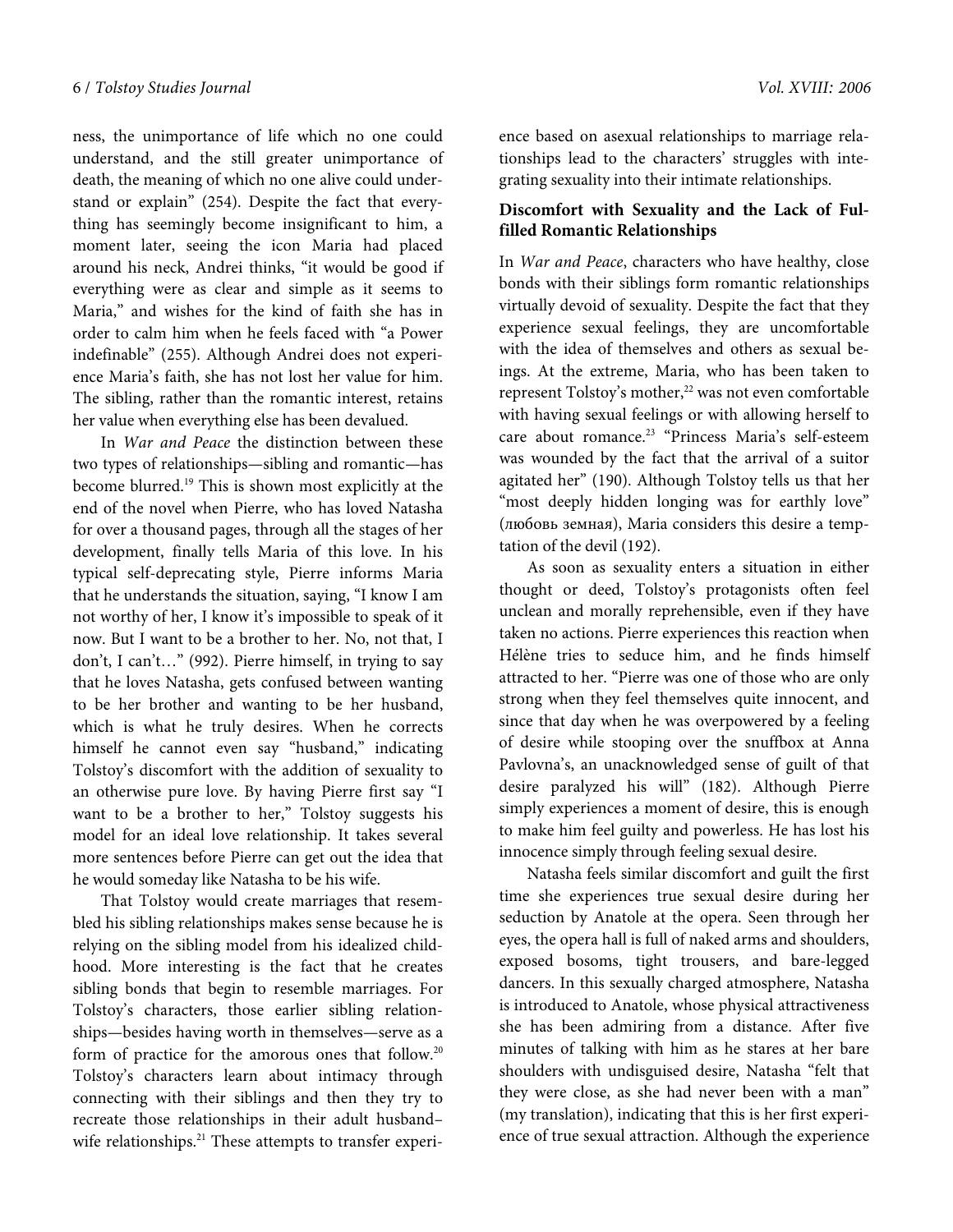ness, the unimportance of life which no one could understand, and the still greater unimportance of death, the meaning of which no one alive could understand or explain" (254). Despite the fact that everything has seemingly become insignificant to him, a moment later, seeing the icon Maria had placed around his neck, Andrei thinks, "it would be good if everything were as clear and simple as it seems to Maria," and wishes for the kind of faith she has in order to calm him when he feels faced with "a Power indefinable" (255). Although Andrei does not experience Maria's faith, she has not lost her value for him. The sibling, rather than the romantic interest, retains her value when everything else has been devalued.

In *War and Peace* the distinction between these two types of relationships—sibling and romantic—has become blurred.[19] This is shown most explicitly at the end of the novel when Pierre, who has loved Natasha for over a thousand pages, through all the stages of her development, finally tells Maria of this love. In his typical self-deprecating style, Pierre informs Maria that he understands the situation, saying, "I know I am not worthy of her, I know it's impossible to speak of it now. But I want to be a brother to her. No, not that, I don't, I can't…" (992). Pierre himself, in trying to say that he loves Natasha, gets confused between wanting to be her brother and wanting to be her husband, which is what he truly desires. When he corrects himself he cannot even say "husband," indicating Tolstoy's discomfort with the addition of sexuality to an otherwise pure love. By having Pierre first say "I want to be a brother to her," Tolstoy suggests his model for an ideal love relationship. It takes several more sentences before Pierre can get out the idea that he would someday like Natasha to be his wife.

That Tolstoy would create marriages that resembled his sibling relationships makes sense because he is relying on the sibling model from his idealized childhood. More interesting is the fact that he creates sibling bonds that begin to resemble marriages. For Tolstoy's characters, those earlier sibling relationships—besides having worth in themselves—serve as a form of practice for the amorous ones that follow.[20] Tolstoy's characters learn about intimacy through connecting with their siblings and then they try to recreate those relationships in their adult husband–wife relationships.[21] These attempts to transfer experience based on asexual relationships to marriage relationships lead to the characters' struggles with integrating sexuality into their intimate relationships.

### Discomfort with Sexuality and the Lack of Fulfilled Romantic Relationships

In *War and Peace*, characters who have healthy, close bonds with their siblings form romantic relationships virtually devoid of sexuality. Despite the fact that they experience sexual feelings, they are uncomfortable with the idea of themselves and others as sexual beings. At the extreme, Maria, who has been taken to represent Tolstoy's mother,[22] was not even comfortable with having sexual feelings or with allowing herself to care about romance.[23] "Princess Maria's self-esteem was wounded by the fact that the arrival of a suitor agitated her" (190). Although Tolstoy tells us that her "most deeply hidden longing was for earthly love" (любовь земная), Maria considers this desire a temptation of the devil (192).

As soon as sexuality enters a situation in either thought or deed, Tolstoy's protagonists often feel unclean and morally reprehensible, even if they have taken no actions. Pierre experiences this reaction when Hélène tries to seduce him, and he finds himself attracted to her. "Pierre was one of those who are only strong when they feel themselves quite innocent, and since that day when he was overpowered by a feeling of desire while stooping over the snuffbox at Anna Pavlovna's, an unacknowledged sense of guilt of that desire paralyzed his will" (182). Although Pierre simply experiences a moment of desire, this is enough to make him feel guilty and powerless. He has lost his innocence simply through feeling sexual desire.

Natasha feels similar discomfort and guilt the first time she experiences true sexual desire during her seduction by Anatole at the opera. Seen through her eyes, the opera hall is full of naked arms and shoulders, exposed bosoms, tight trousers, and bare-legged dancers. In this sexually charged atmosphere, Natasha is introduced to Anatole, whose physical attractiveness she has been admiring from a distance. After five minutes of talking with him as he stares at her bare shoulders with undisguised desire, Natasha "felt that they were close, as she had never been with a man" (my translation), indicating that this is her first experience of true sexual attraction. Although the experience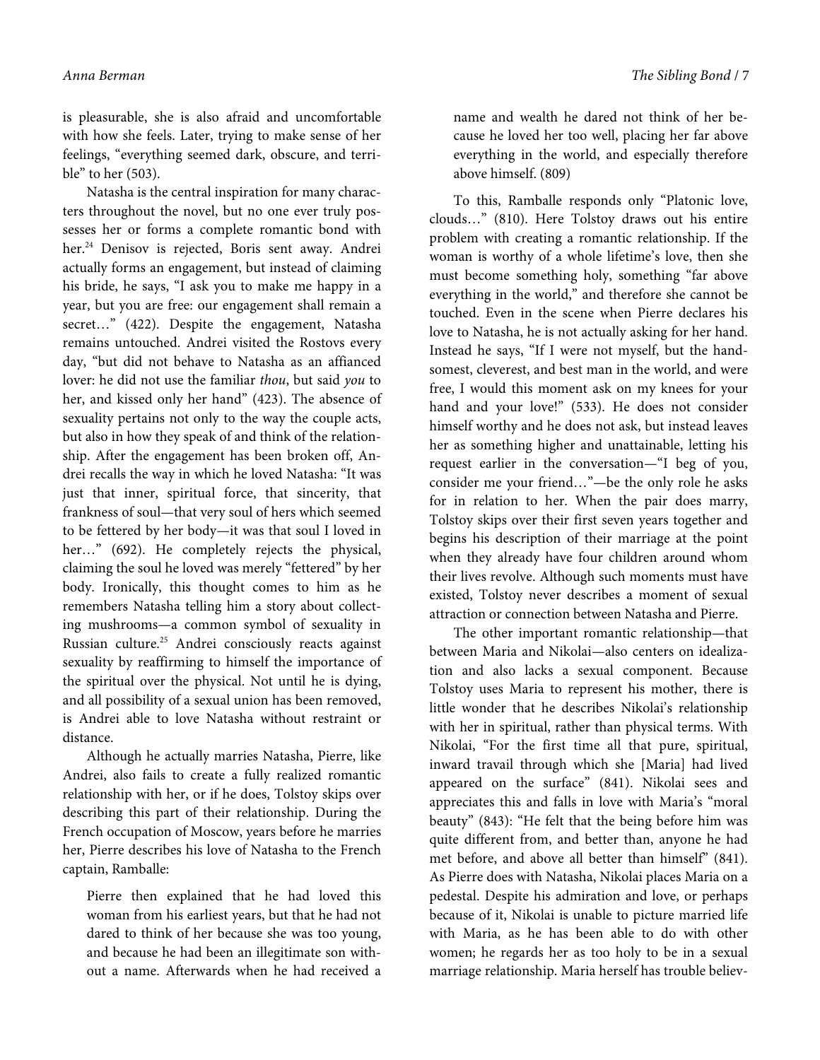is pleasurable, she is also afraid and uncomfortable with how she feels. Later, trying to make sense of her feelings, "everything seemed dark, obscure, and terrible" to her (503).

Natasha is the central inspiration for many characters throughout the novel, but no one ever truly possesses her or forms a complete romantic bond with her.[24] Denisov is rejected, Boris sent away. Andrei actually forms an engagement, but instead of claiming his bride, he says, "I ask you to make me happy in a year, but you are free: our engagement shall remain a secret…" (422). Despite the engagement, Natasha remains untouched. Andrei visited the Rostovs every day, "but did not behave to Natasha as an affianced lover: he did not use the familiar *thou*, but said *you* to her, and kissed only her hand" (423). The absence of sexuality pertains not only to the way the couple acts, but also in how they speak of and think of the relationship. After the engagement has been broken off, Andrei recalls the way in which he loved Natasha: "It was just that inner, spiritual force, that sincerity, that frankness of soul—that very soul of hers which seemed to be fettered by her body—it was that soul I loved in her…" (692). He completely rejects the physical, claiming the soul he loved was merely "fettered" by her body. Ironically, this thought comes to him as he remembers Natasha telling him a story about collecting mushrooms—a common symbol of sexuality in Russian culture.[25] Andrei consciously reacts against sexuality by reaffirming to himself the importance of the spiritual over the physical. Not until he is dying, and all possibility of a sexual union has been removed, is Andrei able to love Natasha without restraint or distance.

Although he actually marries Natasha, Pierre, like Andrei, also fails to create a fully realized romantic relationship with her, or if he does, Tolstoy skips over describing this part of their relationship. During the French occupation of Moscow, years before he marries her, Pierre describes his love of Natasha to the French captain, Ramballe:

> Pierre then explained that he had loved this woman from his earliest years, but that he had not dared to think of her because she was too young, and because he had been an illegitimate son without a name. Afterwards when he had received a name and wealth he dared not think of her because he loved her too well, placing her far above everything in the world, and especially therefore above himself. (809)

To this, Ramballe responds only "Platonic love, clouds…" (810). Here Tolstoy draws out his entire problem with creating a romantic relationship. If the woman is worthy of a whole lifetime's love, then she must become something holy, something "far above everything in the world," and therefore she cannot be touched. Even in the scene when Pierre declares his love to Natasha, he is not actually asking for her hand. Instead he says, "If I were not myself, but the handsomest, cleverest, and best man in the world, and were free, I would this moment ask on my knees for your hand and your love!" (533). He does not consider himself worthy and he does not ask, but instead leaves her as something higher and unattainable, letting his request earlier in the conversation—"I beg of you, consider me your friend…"—be the only role he asks for in relation to her. When the pair does marry, Tolstoy skips over their first seven years together and begins his description of their marriage at the point when they already have four children around whom their lives revolve. Although such moments must have existed, Tolstoy never describes a moment of sexual attraction or connection between Natasha and Pierre.

The other important romantic relationship—that between Maria and Nikolai—also centers on idealization and also lacks a sexual component. Because Tolstoy uses Maria to represent his mother, there is little wonder that he describes Nikolai's relationship with her in spiritual, rather than physical terms. With Nikolai, "For the first time all that pure, spiritual, inward travail through which she [Maria] had lived appeared on the surface" (841). Nikolai sees and appreciates this and falls in love with Maria's "moral beauty" (843): "He felt that the being before him was quite different from, and better than, anyone he had met before, and above all better than himself" (841). As Pierre does with Natasha, Nikolai places Maria on a pedestal. Despite his admiration and love, or perhaps because of it, Nikolai is unable to picture married life with Maria, as he has been able to do with other women; he regards her as too holy to be in a sexual marriage relationship. Maria herself has trouble believ-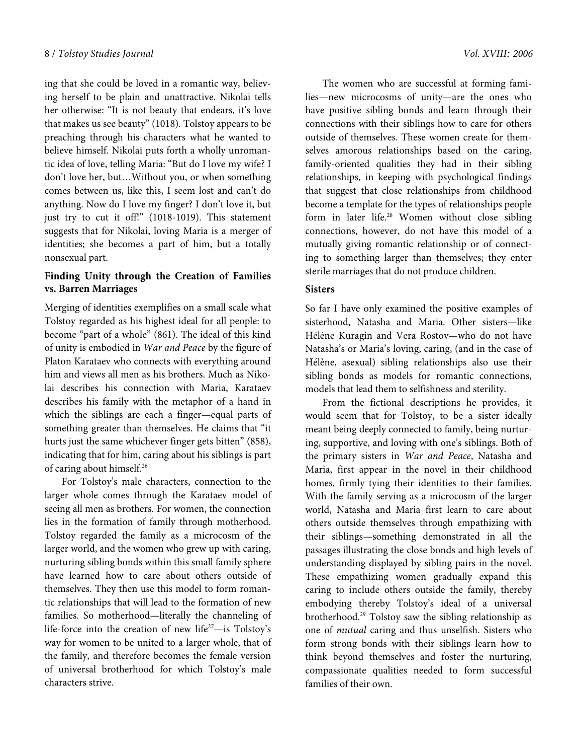ing that she could be loved in a romantic way, believing herself to be plain and unattractive. Nikolai tells her otherwise: "It is not beauty that endears, it's love that makes us see beauty" (1018). Tolstoy appears to be preaching through his characters what he wanted to believe himself. Nikolai puts forth a wholly unromantic idea of love, telling Maria: "But do I love my wife? I don't love her, but…Without you, or when something comes between us, like this, I seem lost and can't do anything. Now do I love my finger? I don't love it, but just try to cut it off!" (1018-1019). This statement suggests that for Nikolai, loving Maria is a merger of identities; she becomes a part of him, but a totally nonsexual part.

### Finding Unity through the Creation of Families vs. Barren Marriages

Merging of identities exemplifies on a small scale what Tolstoy regarded as his highest ideal for all people: to become "part of a whole" (861). The ideal of this kind of unity is embodied in *War and Peace* by the figure of Platon Karataev who connects with everything around him and views all men as his brothers. Much as Nikolai describes his connection with Maria, Karataev describes his family with the metaphor of a hand in which the siblings are each a finger—equal parts of something greater than themselves. He claims that "it hurts just the same whichever finger gets bitten" (858), indicating that for him, caring about his siblings is part of caring about himself.[26]

For Tolstoy's male characters, connection to the larger whole comes through the Karataev model of seeing all men as brothers. For women, the connection lies in the formation of family through motherhood. Tolstoy regarded the family as a microcosm of the larger world, and the women who grew up with caring, nurturing sibling bonds within this small family sphere have learned how to care about others outside of themselves. They then use this model to form romantic relationships that will lead to the formation of new families. So motherhood—literally the channeling of life-force into the creation of new life[27]—is Tolstoy's way for women to be united to a larger whole, that of the family, and therefore becomes the female version of universal brotherhood for which Tolstoy's male characters strive.

The women who are successful at forming families—new microcosms of unity—are the ones who have positive sibling bonds and learn through their connections with their siblings how to care for others outside of themselves. These women create for themselves amorous relationships based on the caring, family-oriented qualities they had in their sibling relationships, in keeping with psychological findings that suggest that close relationships from childhood become a template for the types of relationships people form in later life.[28] Women without close sibling connections, however, do not have this model of a mutually giving romantic relationship or of connecting to something larger than themselves; they enter sterile marriages that do not produce children.

### Sisters

So far I have only examined the positive examples of sisterhood, Natasha and Maria. Other sisters—like Hélène Kuragin and Vera Rostov—who do not have Natasha's or Maria's loving, caring, (and in the case of Hélène, asexual) sibling relationships also use their sibling bonds as models for romantic connections, models that lead them to selfishness and sterility.

From the fictional descriptions he provides, it would seem that for Tolstoy, to be a sister ideally meant being deeply connected to family, being nurturing, supportive, and loving with one's siblings. Both of the primary sisters in *War and Peace*, Natasha and Maria, first appear in the novel in their childhood homes, firmly tying their identities to their families. With the family serving as a microcosm of the larger world, Natasha and Maria first learn to care about others outside themselves through empathizing with their siblings—something demonstrated in all the passages illustrating the close bonds and high levels of understanding displayed by sibling pairs in the novel. These empathizing women gradually expand this caring to include others outside the family, thereby embodying thereby Tolstoy's ideal of a universal brotherhood.[29] Tolstoy saw the sibling relationship as one of *mutual* caring and thus unselfish. Sisters who form strong bonds with their siblings learn how to think beyond themselves and foster the nurturing, compassionate qualities needed to form successful families of their own.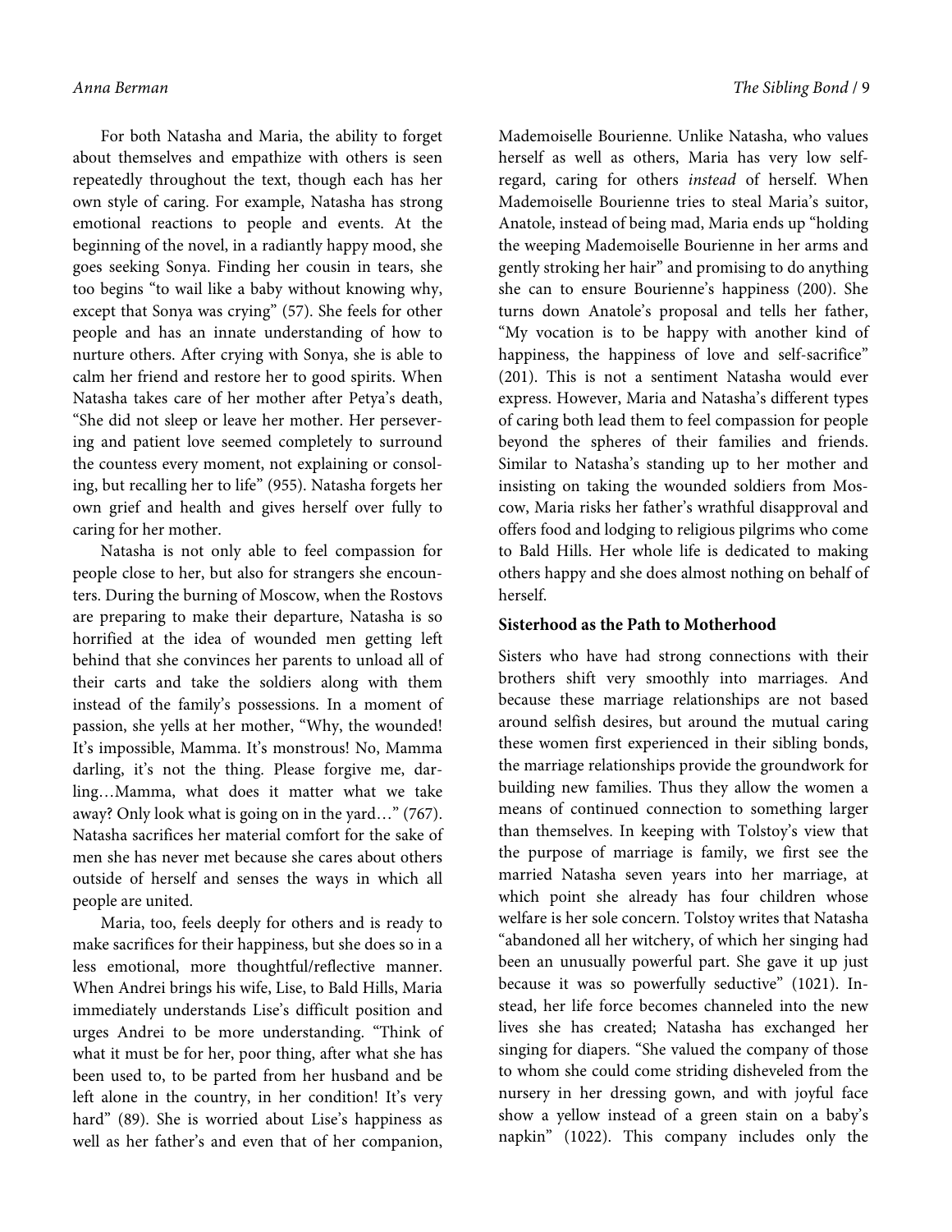For both Natasha and Maria, the ability to forget about themselves and empathize with others is seen repeatedly throughout the text, though each has her own style of caring. For example, Natasha has strong emotional reactions to people and events. At the beginning of the novel, in a radiantly happy mood, she goes seeking Sonya. Finding her cousin in tears, she too begins "to wail like a baby without knowing why, except that Sonya was crying" (57). She feels for other people and has an innate understanding of how to nurture others. After crying with Sonya, she is able to calm her friend and restore her to good spirits. When Natasha takes care of her mother after Petya's death, "She did not sleep or leave her mother. Her persevering and patient love seemed completely to surround the countess every moment, not explaining or consoling, but recalling her to life" (955). Natasha forgets her own grief and health and gives herself over fully to caring for her mother.

Natasha is not only able to feel compassion for people close to her, but also for strangers she encounters. During the burning of Moscow, when the Rostovs are preparing to make their departure, Natasha is so horrified at the idea of wounded men getting left behind that she convinces her parents to unload all of their carts and take the soldiers along with them instead of the family's possessions. In a moment of passion, she yells at her mother, "Why, the wounded! It's impossible, Mamma. It's monstrous! No, Mamma darling, it's not the thing. Please forgive me, darling…Mamma, what does it matter what we take away? Only look what is going on in the yard…" (767). Natasha sacrifices her material comfort for the sake of men she has never met because she cares about others outside of herself and senses the ways in which all people are united.

Maria, too, feels deeply for others and is ready to make sacrifices for their happiness, but she does so in a less emotional, more thoughtful/reflective manner. When Andrei brings his wife, Lise, to Bald Hills, Maria immediately understands Lise's difficult position and urges Andrei to be more understanding. "Think of what it must be for her, poor thing, after what she has been used to, to be parted from her husband and be left alone in the country, in her condition! It's very hard" (89). She is worried about Lise's happiness as well as her father's and even that of her companion, Mademoiselle Bourienne. Unlike Natasha, who values herself as well as others, Maria has very low self-regard, caring for others *instead* of herself. When Mademoiselle Bourienne tries to steal Maria's suitor, Anatole, instead of being mad, Maria ends up "holding the weeping Mademoiselle Bourienne in her arms and gently stroking her hair" and promising to do anything she can to ensure Bourienne's happiness (200). She turns down Anatole's proposal and tells her father, "My vocation is to be happy with another kind of happiness, the happiness of love and self-sacrifice" (201). This is not a sentiment Natasha would ever express. However, Maria and Natasha's different types of caring both lead them to feel compassion for people beyond the spheres of their families and friends. Similar to Natasha's standing up to her mother and insisting on taking the wounded soldiers from Moscow, Maria risks her father's wrathful disapproval and offers food and lodging to religious pilgrims who come to Bald Hills. Her whole life is dedicated to making others happy and she does almost nothing on behalf of herself.

### Sisterhood as the Path to Motherhood

Sisters who have had strong connections with their brothers shift very smoothly into marriages. And because these marriage relationships are not based around selfish desires, but around the mutual caring these women first experienced in their sibling bonds, the marriage relationships provide the groundwork for building new families. Thus they allow the women a means of continued connection to something larger than themselves. In keeping with Tolstoy's view that the purpose of marriage is family, we first see the married Natasha seven years into her marriage, at which point she already has four children whose welfare is her sole concern. Tolstoy writes that Natasha "abandoned all her witchery, of which her singing had been an unusually powerful part. She gave it up just because it was so powerfully seductive" (1021). Instead, her life force becomes channeled into the new lives she has created; Natasha has exchanged her singing for diapers. "She valued the company of those to whom she could come striding disheveled from the nursery in her dressing gown, and with joyful face show a yellow instead of a green stain on a baby's napkin" (1022). This company includes only the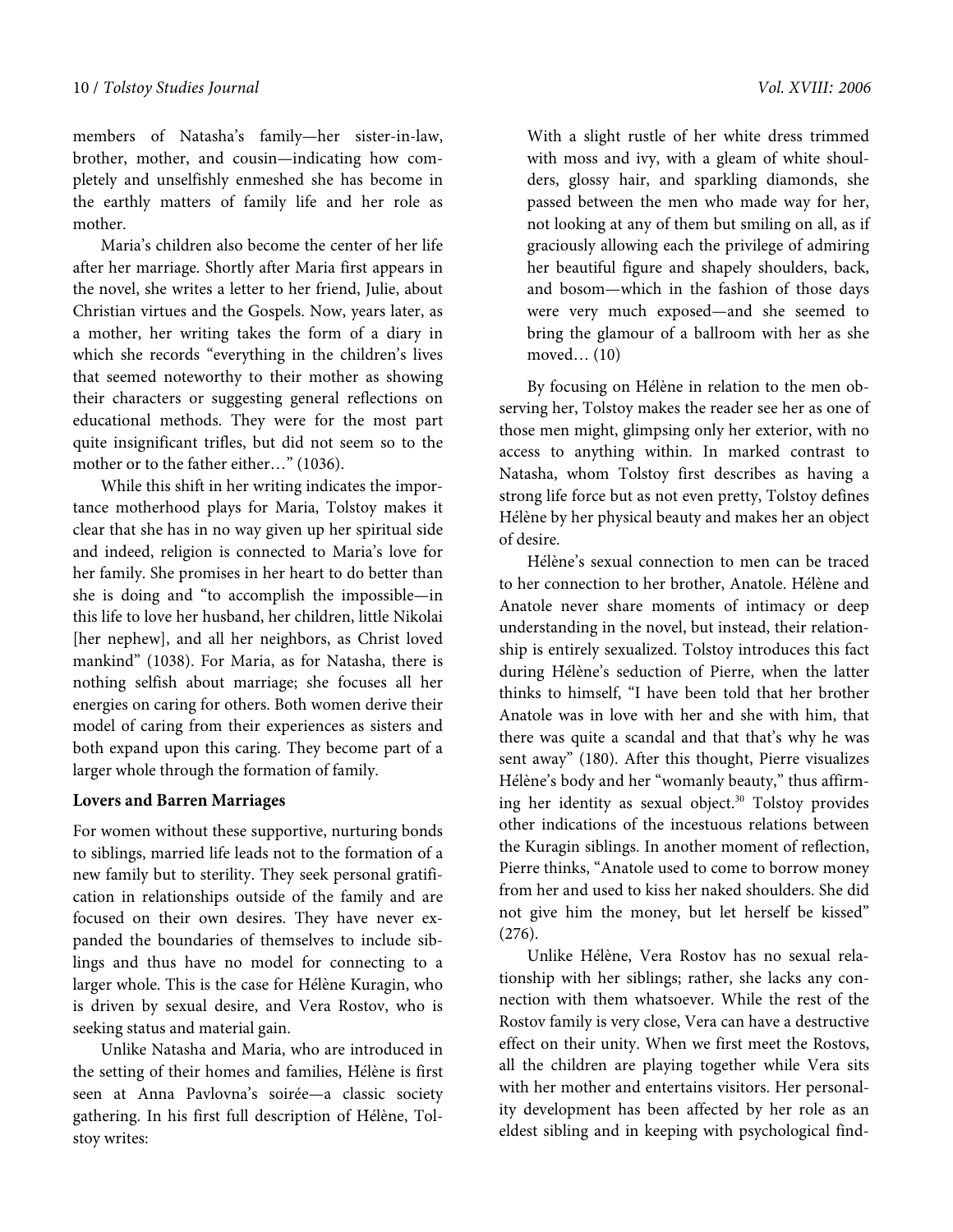members of Natasha's family—her sister-in-law, brother, mother, and cousin—indicating how completely and unselfishly enmeshed she has become in the earthly matters of family life and her role as mother.

Maria's children also become the center of her life after her marriage. Shortly after Maria first appears in the novel, she writes a letter to her friend, Julie, about Christian virtues and the Gospels. Now, years later, as a mother, her writing takes the form of a diary in which she records "everything in the children's lives that seemed noteworthy to their mother as showing their characters or suggesting general reflections on educational methods. They were for the most part quite insignificant trifles, but did not seem so to the mother or to the father either…" (1036).

While this shift in her writing indicates the importance motherhood plays for Maria, Tolstoy makes it clear that she has in no way given up her spiritual side and indeed, religion is connected to Maria's love for her family. She promises in her heart to do better than she is doing and "to accomplish the impossible—in this life to love her husband, her children, little Nikolai [her nephew], and all her neighbors, as Christ loved mankind" (1038). For Maria, as for Natasha, there is nothing selfish about marriage; she focuses all her energies on caring for others. Both women derive their model of caring from their experiences as sisters and both expand upon this caring. They become part of a larger whole through the formation of family.

### Lovers and Barren Marriages

For women without these supportive, nurturing bonds to siblings, married life leads not to the formation of a new family but to sterility. They seek personal gratification in relationships outside of the family and are focused on their own desires. They have never expanded the boundaries of themselves to include siblings and thus have no model for connecting to a larger whole. This is the case for Hélène Kuragin, who is driven by sexual desire, and Vera Rostov, who is seeking status and material gain.

Unlike Natasha and Maria, who are introduced in the setting of their homes and families, Hélène is first seen at Anna Pavlovna's soirée—a classic society gathering. In his first full description of Hélène, Tolstoy writes:

> With a slight rustle of her white dress trimmed with moss and ivy, with a gleam of white shoulders, glossy hair, and sparkling diamonds, she passed between the men who made way for her, not looking at any of them but smiling on all, as if graciously allowing each the privilege of admiring her beautiful figure and shapely shoulders, back, and bosom—which in the fashion of those days were very much exposed—and she seemed to bring the glamour of a ballroom with her as she moved… (10)

By focusing on Hélène in relation to the men observing her, Tolstoy makes the reader see her as one of those men might, glimpsing only her exterior, with no access to anything within. In marked contrast to Natasha, whom Tolstoy first describes as having a strong life force but as not even pretty, Tolstoy defines Hélène by her physical beauty and makes her an object of desire.

Hélène's sexual connection to men can be traced to her connection to her brother, Anatole. Hélène and Anatole never share moments of intimacy or deep understanding in the novel, but instead, their relationship is entirely sexualized. Tolstoy introduces this fact during Hélène's seduction of Pierre, when the latter thinks to himself, "I have been told that her brother Anatole was in love with her and she with him, that there was quite a scandal and that that's why he was sent away" (180). After this thought, Pierre visualizes Hélène's body and her "womanly beauty," thus affirming her identity as sexual object.[30] Tolstoy provides other indications of the incestuous relations between the Kuragin siblings. In another moment of reflection, Pierre thinks, "Anatole used to come to borrow money from her and used to kiss her naked shoulders. She did not give him the money, but let herself be kissed" (276).

Unlike Hélène, Vera Rostov has no sexual relationship with her siblings; rather, she lacks any connection with them whatsoever. While the rest of the Rostov family is very close, Vera can have a destructive effect on their unity. When we first meet the Rostovs, all the children are playing together while Vera sits with her mother and entertains visitors. Her personality development has been affected by her role as an eldest sibling and in keeping with psychological find-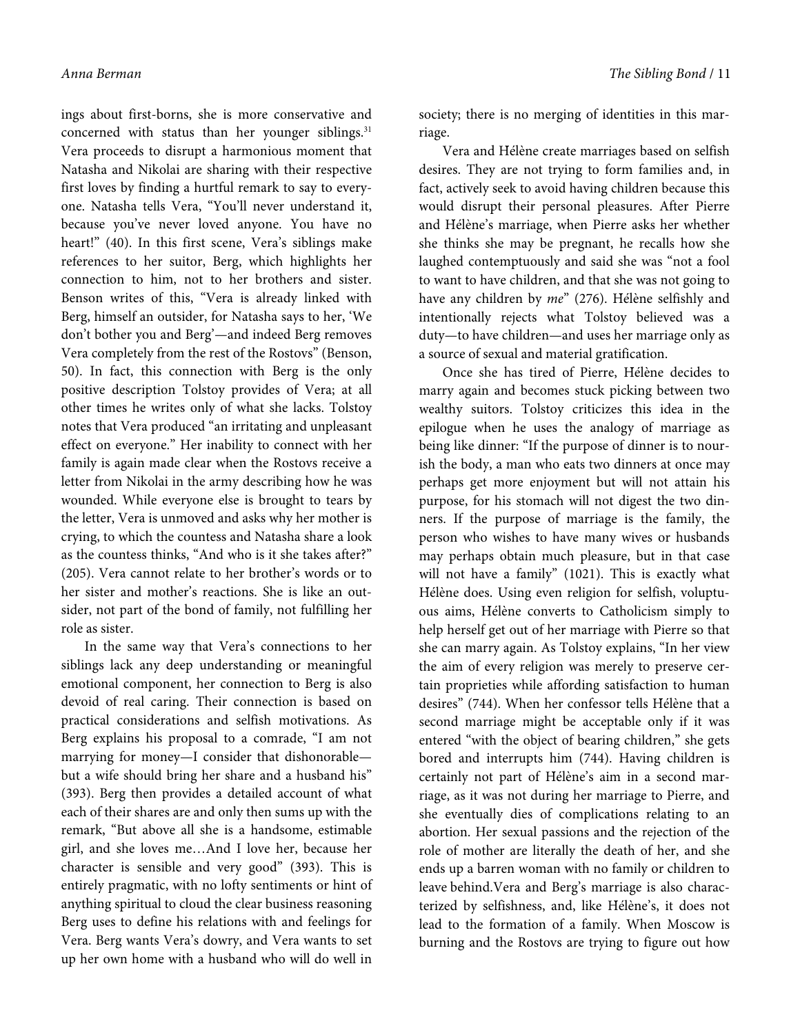ings about first-borns, she is more conservative and concerned with status than her younger siblings.[31] Vera proceeds to disrupt a harmonious moment that Natasha and Nikolai are sharing with their respective first loves by finding a hurtful remark to say to everyone. Natasha tells Vera, "You'll never understand it, because you've never loved anyone. You have no heart!" (40). In this first scene, Vera's siblings make references to her suitor, Berg, which highlights her connection to him, not to her brothers and sister. Benson writes of this, "Vera is already linked with Berg, himself an outsider, for Natasha says to her, 'We don't bother you and Berg'—and indeed Berg removes Vera completely from the rest of the Rostovs" (Benson, 50). In fact, this connection with Berg is the only positive description Tolstoy provides of Vera; at all other times he writes only of what she lacks. Tolstoy notes that Vera produced "an irritating and unpleasant effect on everyone." Her inability to connect with her family is again made clear when the Rostovs receive a letter from Nikolai in the army describing how he was wounded. While everyone else is brought to tears by the letter, Vera is unmoved and asks why her mother is crying, to which the countess and Natasha share a look as the countess thinks, "And who is it she takes after?" (205). Vera cannot relate to her brother's words or to her sister and mother's reactions. She is like an outsider, not part of the bond of family, not fulfilling her role as sister.

In the same way that Vera's connections to her siblings lack any deep understanding or meaningful emotional component, her connection to Berg is also devoid of real caring. Their connection is based on practical considerations and selfish motivations. As Berg explains his proposal to a comrade, "I am not marrying for money—I consider that dishonorable—but a wife should bring her share and a husband his" (393). Berg then provides a detailed account of what each of their shares are and only then sums up with the remark, "But above all she is a handsome, estimable girl, and she loves me…And I love her, because her character is sensible and very good" (393). This is entirely pragmatic, with no lofty sentiments or hint of anything spiritual to cloud the clear business reasoning Berg uses to define his relations with and feelings for Vera. Berg wants Vera's dowry, and Vera wants to set up her own home with a husband who will do well in society; there is no merging of identities in this marriage.

Vera and Hélène create marriages based on selfish desires. They are not trying to form families and, in fact, actively seek to avoid having children because this would disrupt their personal pleasures. After Pierre and Hélène's marriage, when Pierre asks her whether she thinks she may be pregnant, he recalls how she laughed contemptuously and said she was "not a fool to want to have children, and that she was not going to have any children by *me*" (276). Hélène selfishly and intentionally rejects what Tolstoy believed was a duty—to have children—and uses her marriage only as a source of sexual and material gratification.

Once she has tired of Pierre, Hélène decides to marry again and becomes stuck picking between two wealthy suitors. Tolstoy criticizes this idea in the epilogue when he uses the analogy of marriage as being like dinner: "If the purpose of dinner is to nourish the body, a man who eats two dinners at once may perhaps get more enjoyment but will not attain his purpose, for his stomach will not digest the two dinners. If the purpose of marriage is the family, the person who wishes to have many wives or husbands may perhaps obtain much pleasure, but in that case will not have a family" (1021). This is exactly what Hélène does. Using even religion for selfish, voluptuous aims, Hélène converts to Catholicism simply to help herself get out of her marriage with Pierre so that she can marry again. As Tolstoy explains, "In her view the aim of every religion was merely to preserve certain proprieties while affording satisfaction to human desires" (744). When her confessor tells Hélène that a second marriage might be acceptable only if it was entered "with the object of bearing children," she gets bored and interrupts him (744). Having children is certainly not part of Hélène's aim in a second marriage, as it was not during her marriage to Pierre, and she eventually dies of complications relating to an abortion. Her sexual passions and the rejection of the role of mother are literally the death of her, and she ends up a barren woman with no family or children to leave behind.Vera and Berg's marriage is also characterized by selfishness, and, like Hélène's, it does not lead to the formation of a family. When Moscow is burning and the Rostovs are trying to figure out how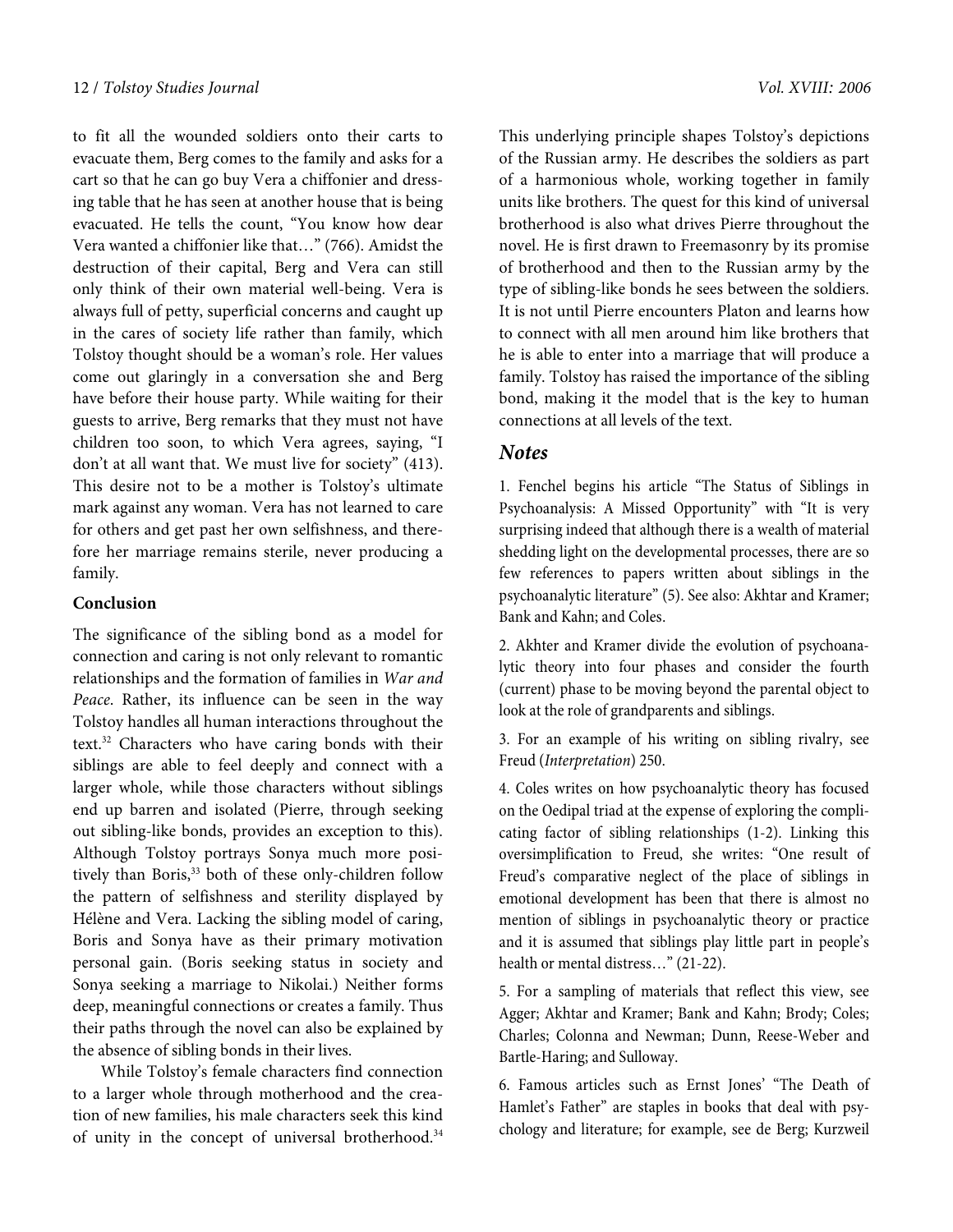to fit all the wounded soldiers onto their carts to evacuate them, Berg comes to the family and asks for a cart so that he can go buy Vera a chiffonier and dressing table that he has seen at another house that is being evacuated. He tells the count, "You know how dear Vera wanted a chiffonier like that…" (766). Amidst the destruction of their capital, Berg and Vera can still only think of their own material well-being. Vera is always full of petty, superficial concerns and caught up in the cares of society life rather than family, which Tolstoy thought should be a woman's role. Her values come out glaringly in a conversation she and Berg have before their house party. While waiting for their guests to arrive, Berg remarks that they must not have children too soon, to which Vera agrees, saying, "I don't at all want that. We must live for society" (413). This desire not to be a mother is Tolstoy's ultimate mark against any woman. Vera has not learned to care for others and get past her own selfishness, and therefore her marriage remains sterile, never producing a family.

### Conclusion

The significance of the sibling bond as a model for connection and caring is not only relevant to romantic relationships and the formation of families in *War and Peace*. Rather, its influence can be seen in the way Tolstoy handles all human interactions throughout the text.[32] Characters who have caring bonds with their siblings are able to feel deeply and connect with a larger whole, while those characters without siblings end up barren and isolated (Pierre, through seeking out sibling-like bonds, provides an exception to this). Although Tolstoy portrays Sonya much more positively than Boris,[33] both of these only-children follow the pattern of selfishness and sterility displayed by Hélène and Vera. Lacking the sibling model of caring, Boris and Sonya have as their primary motivation personal gain. (Boris seeking status in society and Sonya seeking a marriage to Nikolai.) Neither forms deep, meaningful connections or creates a family. Thus their paths through the novel can also be explained by the absence of sibling bonds in their lives.

While Tolstoy's female characters find connection to a larger whole through motherhood and the creation of new families, his male characters seek this kind of unity in the concept of universal brotherhood.[34] This underlying principle shapes Tolstoy's depictions of the Russian army. He describes the soldiers as part of a harmonious whole, working together in family units like brothers. The quest for this kind of universal brotherhood is also what drives Pierre throughout the novel. He is first drawn to Freemasonry by its promise of brotherhood and then to the Russian army by the type of sibling-like bonds he sees between the soldiers. It is not until Pierre encounters Platon and learns how to connect with all men around him like brothers that he is able to enter into a marriage that will produce a family. Tolstoy has raised the importance of the sibling bond, making it the model that is the key to human connections at all levels of the text.

## Notes

1. Fenchel begins his article "The Status of Siblings in Psychoanalysis: A Missed Opportunity" with "It is very surprising indeed that although there is a wealth of material shedding light on the developmental processes, there are so few references to papers written about siblings in the psychoanalytic literature" (5). See also: Akhtar and Kramer; Bank and Kahn; and Coles.

2. Akhter and Kramer divide the evolution of psychoanalytic theory into four phases and consider the fourth (current) phase to be moving beyond the parental object to look at the role of grandparents and siblings.

3. For an example of his writing on sibling rivalry, see Freud (*Interpretation*) 250.

4. Coles writes on how psychoanalytic theory has focused on the Oedipal triad at the expense of exploring the complicating factor of sibling relationships (1-2). Linking this oversimplification to Freud, she writes: "One result of Freud's comparative neglect of the place of siblings in emotional development has been that there is almost no mention of siblings in psychoanalytic theory or practice and it is assumed that siblings play little part in people's health or mental distress…" (21-22).

5. For a sampling of materials that reflect this view, see Agger; Akhtar and Kramer; Bank and Kahn; Brody; Coles; Charles; Colonna and Newman; Dunn, Reese-Weber and Bartle-Haring; and Sulloway.

6. Famous articles such as Ernst Jones' "The Death of Hamlet's Father" are staples in books that deal with psychology and literature; for example, see de Berg; Kurzweil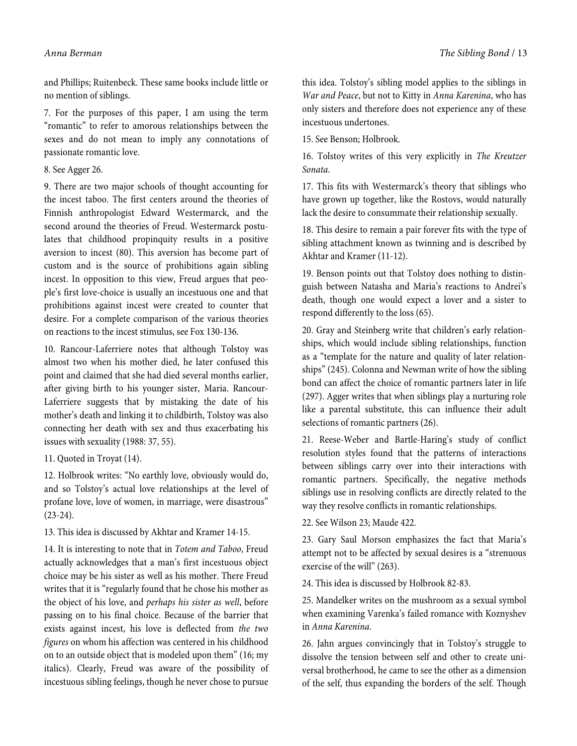and Phillips; Ruitenbeck. These same books include little or no mention of siblings.

7. For the purposes of this paper, I am using the term "romantic" to refer to amorous relationships between the sexes and do not mean to imply any connotations of passionate romantic love.

8. See Agger 26.

9. There are two major schools of thought accounting for the incest taboo. The first centers around the theories of Finnish anthropologist Edward Westermarck, and the second around the theories of Freud. Westermarck postulates that childhood propinquity results in a positive aversion to incest (80). This aversion has become part of custom and is the source of prohibitions again sibling incest. In opposition to this view, Freud argues that people's first love-choice is usually an incestuous one and that prohibitions against incest were created to counter that desire. For a complete comparison of the various theories on reactions to the incest stimulus, see Fox 130-136.

10. Rancour-Laferriere notes that although Tolstoy was almost two when his mother died, he later confused this point and claimed that she had died several months earlier, after giving birth to his younger sister, Maria. Rancour-Laferriere suggests that by mistaking the date of his mother's death and linking it to childbirth, Tolstoy was also connecting her death with sex and thus exacerbating his issues with sexuality (1988: 37, 55).

11. Quoted in Troyat (14).

12. Holbrook writes: "No earthly love, obviously would do, and so Tolstoy's actual love relationships at the level of profane love, love of women, in marriage, were disastrous" (23-24).

13. This idea is discussed by Akhtar and Kramer 14-15.

14. It is interesting to note that in *Totem and Taboo*, Freud actually acknowledges that a man's first incestuous object choice may be his sister as well as his mother. There Freud writes that it is "regularly found that he chose his mother as the object of his love, and *perhaps his sister as well*, before passing on to his final choice. Because of the barrier that exists against incest, his love is deflected from *the two figures* on whom his affection was centered in his childhood on to an outside object that is modeled upon them" (16; my italics). Clearly, Freud was aware of the possibility of incestuous sibling feelings, though he never chose to pursue this idea. Tolstoy's sibling model applies to the siblings in *War and Peace*, but not to Kitty in *Anna Karenina*, who has only sisters and therefore does not experience any of these incestuous undertones.

15. See Benson; Holbrook.

16. Tolstoy writes of this very explicitly in *The Kreutzer Sonata*.

17. This fits with Westermarck's theory that siblings who have grown up together, like the Rostovs, would naturally lack the desire to consummate their relationship sexually.

18. This desire to remain a pair forever fits with the type of sibling attachment known as twinning and is described by Akhtar and Kramer (11-12).

19. Benson points out that Tolstoy does nothing to distinguish between Natasha and Maria's reactions to Andrei's death, though one would expect a lover and a sister to respond differently to the loss (65).

20. Gray and Steinberg write that children's early relationships, which would include sibling relationships, function as a "template for the nature and quality of later relationships" (245). Colonna and Newman write of how the sibling bond can affect the choice of romantic partners later in life (297). Agger writes that when siblings play a nurturing role like a parental substitute, this can influence their adult selections of romantic partners (26).

21. Reese-Weber and Bartle-Haring's study of conflict resolution styles found that the patterns of interactions between siblings carry over into their interactions with romantic partners. Specifically, the negative methods siblings use in resolving conflicts are directly related to the way they resolve conflicts in romantic relationships.

22. See Wilson 23; Maude 422.

23. Gary Saul Morson emphasizes the fact that Maria's attempt not to be affected by sexual desires is a "strenuous exercise of the will" (263).

24. This idea is discussed by Holbrook 82-83.

25. Mandelker writes on the mushroom as a sexual symbol when examining Varenka's failed romance with Koznyshev in *Anna Karenina*.

26. Jahn argues convincingly that in Tolstoy's struggle to dissolve the tension between self and other to create universal brotherhood, he came to see the other as a dimension of the self, thus expanding the borders of the self. Though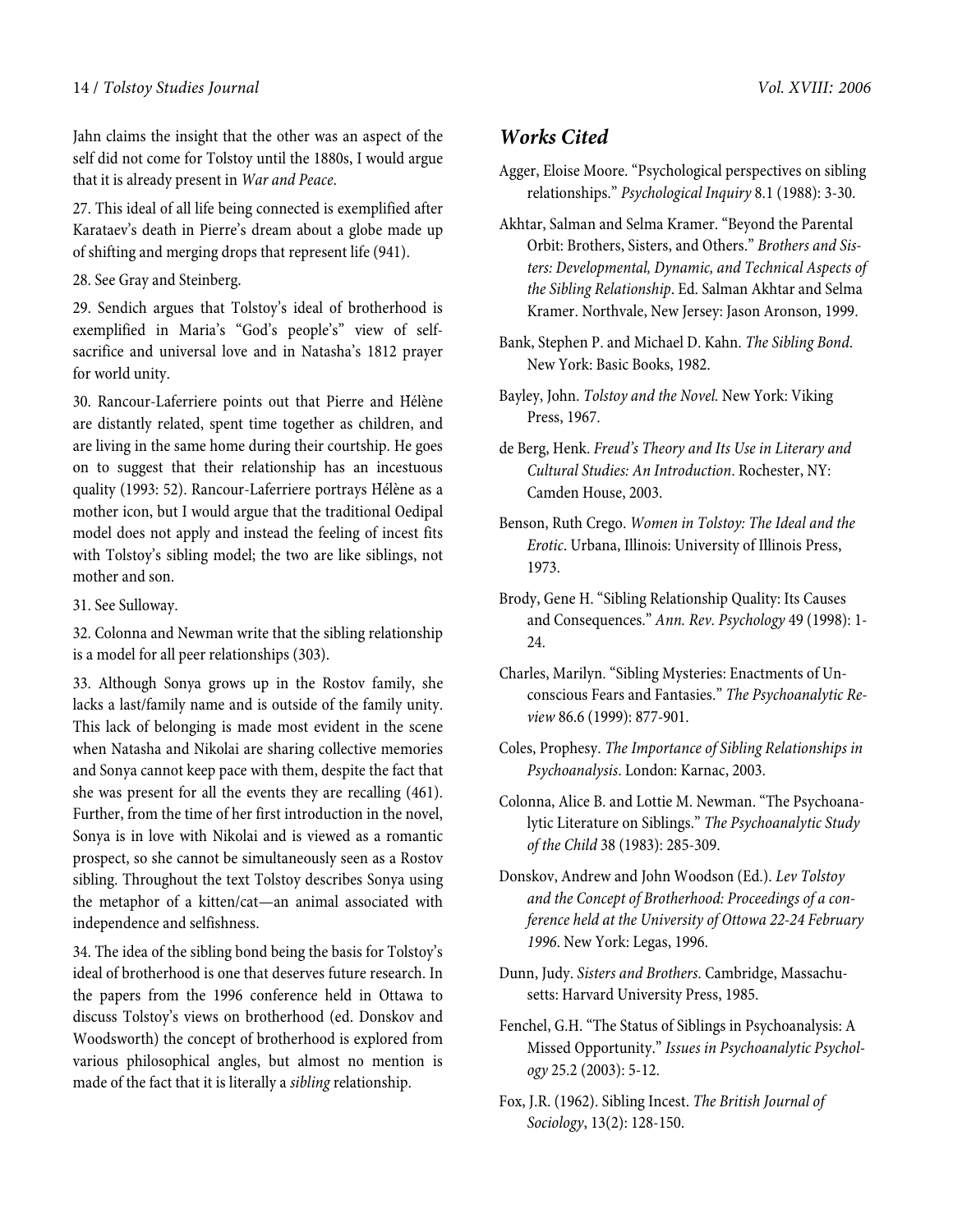Jahn claims the insight that the other was an aspect of the self did not come for Tolstoy until the 1880s, I would argue that it is already present in *War and Peace*.

27. This ideal of all life being connected is exemplified after Karataev's death in Pierre's dream about a globe made up of shifting and merging drops that represent life (941).

28. See Gray and Steinberg.

29. Sendich argues that Tolstoy's ideal of brotherhood is exemplified in Maria's "God's people's" view of self-sacrifice and universal love and in Natasha's 1812 prayer for world unity.

30. Rancour-Laferriere points out that Pierre and Hélène are distantly related, spent time together as children, and are living in the same home during their courtship. He goes on to suggest that their relationship has an incestuous quality (1993: 52). Rancour-Laferriere portrays Hélène as a mother icon, but I would argue that the traditional Oedipal model does not apply and instead the feeling of incest fits with Tolstoy's sibling model; the two are like siblings, not mother and son.

31. See Sulloway.

32. Colonna and Newman write that the sibling relationship is a model for all peer relationships (303).

33. Although Sonya grows up in the Rostov family, she lacks a last/family name and is outside of the family unity. This lack of belonging is made most evident in the scene when Natasha and Nikolai are sharing collective memories and Sonya cannot keep pace with them, despite the fact that she was present for all the events they are recalling (461). Further, from the time of her first introduction in the novel, Sonya is in love with Nikolai and is viewed as a romantic prospect, so she cannot be simultaneously seen as a Rostov sibling. Throughout the text Tolstoy describes Sonya using the metaphor of a kitten/cat—an animal associated with independence and selfishness.

34. The idea of the sibling bond being the basis for Tolstoy's ideal of brotherhood is one that deserves future research. In the papers from the 1996 conference held in Ottawa to discuss Tolstoy's views on brotherhood (ed. Donskov and Woodsworth) the concept of brotherhood is explored from various philosophical angles, but almost no mention is made of the fact that it is literally a *sibling* relationship.

## Works Cited

Agger, Eloise Moore. "Psychological perspectives on sibling relationships." *Psychological Inquiry* 8.1 (1988): 3-30.

Akhtar, Salman and Selma Kramer. "Beyond the Parental Orbit: Brothers, Sisters, and Others." *Brothers and Sisters: Developmental, Dynamic, and Technical Aspects of the Sibling Relationship*. Ed. Salman Akhtar and Selma Kramer. Northvale, New Jersey: Jason Aronson, 1999.

Bank, Stephen P. and Michael D. Kahn. *The Sibling Bond*. New York: Basic Books, 1982.

Bayley, John. *Tolstoy and the Novel.* New York: Viking Press, 1967.

de Berg, Henk. *Freud's Theory and Its Use in Literary and Cultural Studies: An Introduction*. Rochester, NY: Camden House, 2003.

Benson, Ruth Crego. *Women in Tolstoy: The Ideal and the Erotic*. Urbana, Illinois: University of Illinois Press, 1973.

Brody, Gene H. "Sibling Relationship Quality: Its Causes and Consequences." *Ann. Rev. Psychology* 49 (1998): 1-24.

Charles, Marilyn. "Sibling Mysteries: Enactments of Unconscious Fears and Fantasies." *The Psychoanalytic Review* 86.6 (1999): 877-901.

Coles, Prophesy. *The Importance of Sibling Relationships in Psychoanalysis*. London: Karnac, 2003.

Colonna, Alice B. and Lottie M. Newman. "The Psychoanalytic Literature on Siblings." *The Psychoanalytic Study of the Child* 38 (1983): 285-309.

Donskov, Andrew and John Woodson (Ed.). *Lev Tolstoy and the Concept of Brotherhood: Proceedings of a conference held at the University of Ottowa 22-24 February 1996*. New York: Legas, 1996.

Dunn, Judy. *Sisters and Brothers*. Cambridge, Massachusetts: Harvard University Press, 1985.

Fenchel, G.H. "The Status of Siblings in Psychoanalysis: A Missed Opportunity." *Issues in Psychoanalytic Psychology* 25.2 (2003): 5-12.

Fox, J.R. (1962). Sibling Incest. *The British Journal of Sociology*, 13(2): 128-150.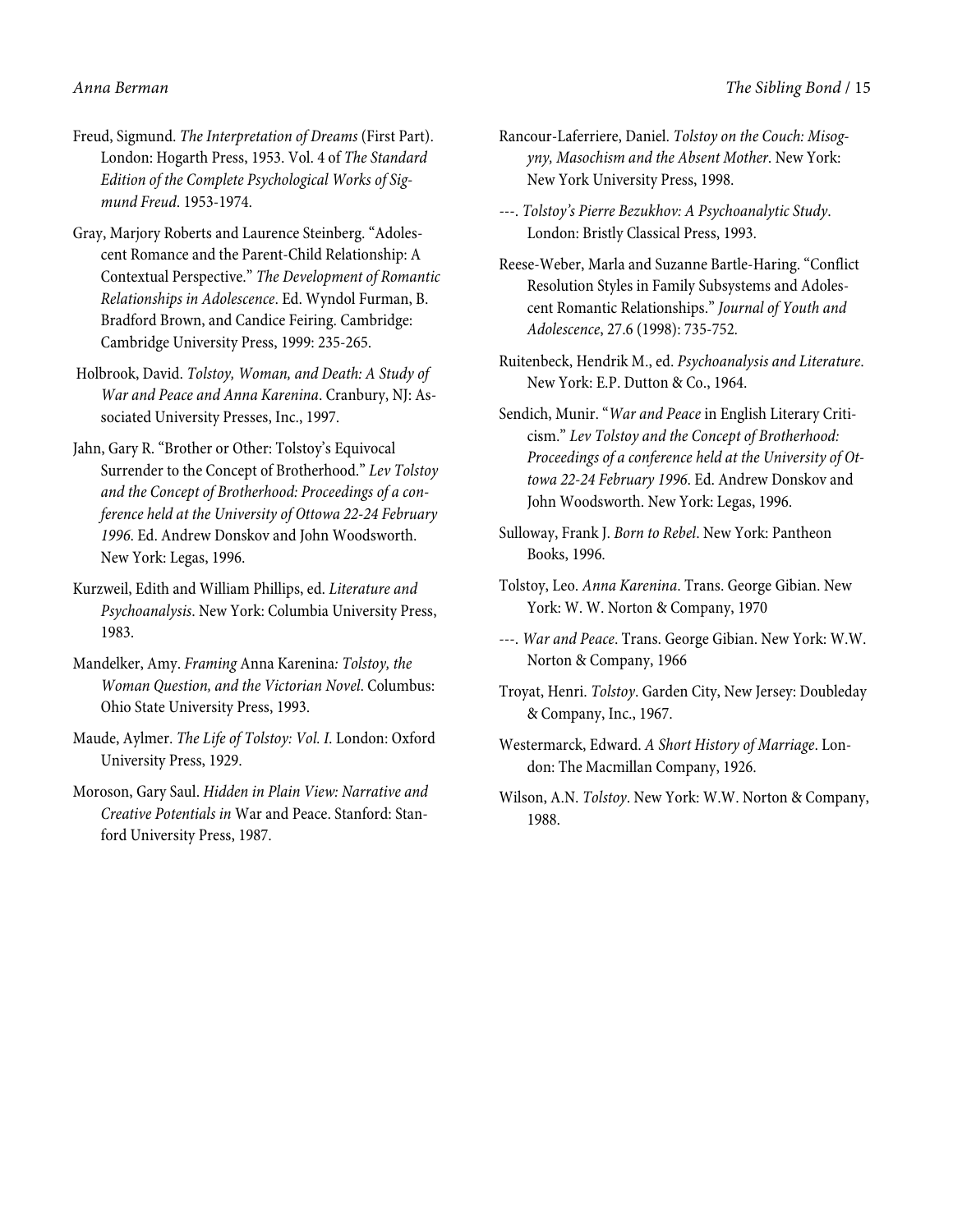Freud, Sigmund. *The Interpretation of Dreams* (First Part). London: Hogarth Press, 1953. Vol. 4 of *The Standard Edition of the Complete Psychological Works of Sigmund Freud*. 1953-1974.

Gray, Marjory Roberts and Laurence Steinberg. "Adolescent Romance and the Parent-Child Relationship: A Contextual Perspective." *The Development of Romantic Relationships in Adolescence*. Ed. Wyndol Furman, B. Bradford Brown, and Candice Feiring. Cambridge: Cambridge University Press, 1999: 235-265.

Holbrook, David. *Tolstoy, Woman, and Death: A Study of War and Peace and Anna Karenina*. Cranbury, NJ: Associated University Presses, Inc., 1997.

Jahn, Gary R. "Brother or Other: Tolstoy's Equivocal Surrender to the Concept of Brotherhood." *Lev Tolstoy and the Concept of Brotherhood: Proceedings of a conference held at the University of Ottowa 22-24 February 1996*. Ed. Andrew Donskov and John Woodsworth. New York: Legas, 1996.

Kurzweil, Edith and William Phillips, ed. *Literature and Psychoanalysis*. New York: Columbia University Press, 1983.

Mandelker, Amy. *Framing* Anna Karenina*: Tolstoy, the Woman Question, and the Victorian Novel*. Columbus: Ohio State University Press, 1993.

Maude, Aylmer. *The Life of Tolstoy: Vol. I*. London: Oxford University Press, 1929.

Moroson, Gary Saul. *Hidden in Plain View: Narrative and Creative Potentials in* War and Peace. Stanford: Stanford University Press, 1987.

Rancour-Laferriere, Daniel. *Tolstoy on the Couch: Misogyny, Masochism and the Absent Mother*. New York: New York University Press, 1998.

---. *Tolstoy's Pierre Bezukhov: A Psychoanalytic Study*. London: Bristly Classical Press, 1993.

Reese-Weber, Marla and Suzanne Bartle-Haring. "Conflict Resolution Styles in Family Subsystems and Adolescent Romantic Relationships." *Journal of Youth and Adolescence*, 27.6 (1998): 735-752.

Ruitenbeck, Hendrik M., ed. *Psychoanalysis and Literature*. New York: E.P. Dutton & Co., 1964.

Sendich, Munir. "*War and Peace* in English Literary Criticism." *Lev Tolstoy and the Concept of Brotherhood: Proceedings of a conference held at the University of Ottowa 22-24 February 1996*. Ed. Andrew Donskov and John Woodsworth. New York: Legas, 1996.

Sulloway, Frank J. *Born to Rebel*. New York: Pantheon Books, 1996.

Tolstoy, Leo. *Anna Karenina*. Trans. George Gibian. New York: W. W. Norton & Company, 1970

---. *War and Peace*. Trans. George Gibian. New York: W.W. Norton & Company, 1966

Troyat, Henri. *Tolstoy*. Garden City, New Jersey: Doubleday & Company, Inc., 1967.

Westermarck, Edward. *A Short History of Marriage*. London: The Macmillan Company, 1926.

Wilson, A.N. *Tolstoy*. New York: W.W. Norton & Company, 1988.